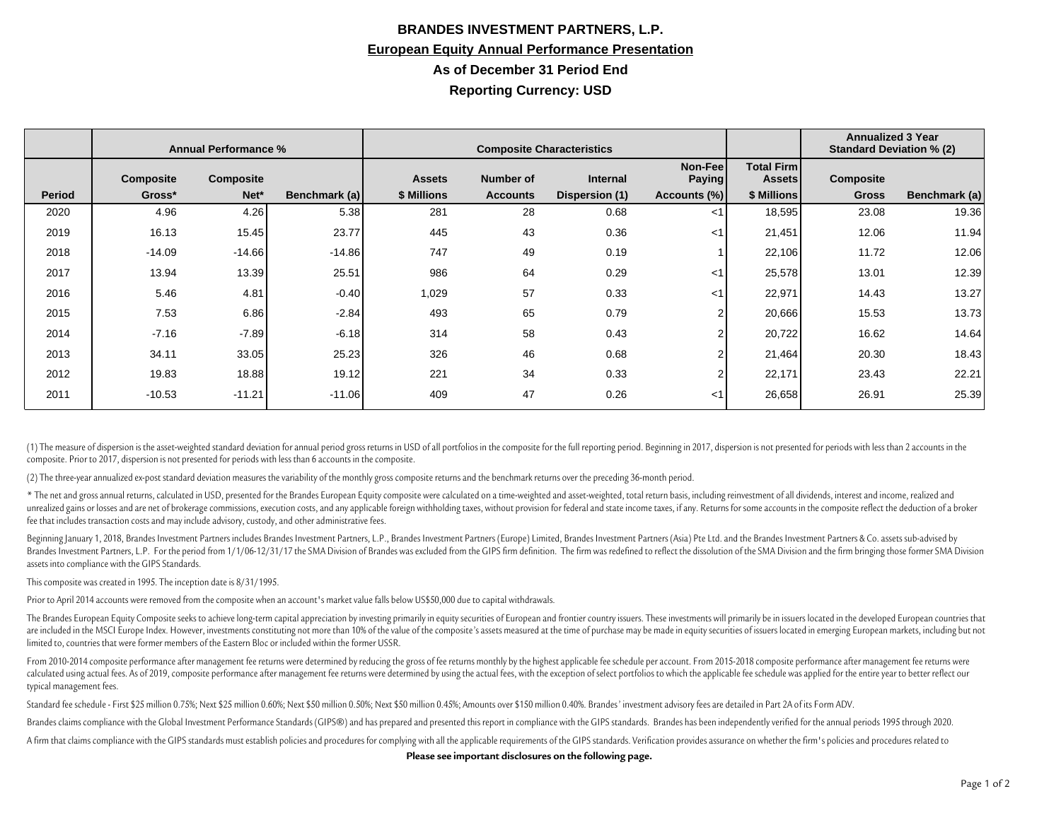# BRANDES INVESTMENT PARTNERS, L.P.

## European Equity Annual Performance Presentation

### As of December 31 Period End

### Reporting Currency: USD

| | Annual Performance % | | | Composite Characteristics | | | | | Annualized 3 Year Standard Deviation % (2) | |
|---|---|---|---|---|---|---|---|---|---|---|
| Period | Composite Gross* | Composite Net* | Benchmark (a) | Assets $ Millions | Number of Accounts | Internal Dispersion (1) | Non-Fee Paying Accounts (%) | Total Firm Assets $ Millions | Composite Gross | Benchmark (a) |
| 2020 | 4.96 | 4.26 | 5.38 | 281 | 28 | 0.68 | <1 | 18,595 | 23.08 | 19.36 |
| 2019 | 16.13 | 15.45 | 23.77 | 445 | 43 | 0.36 | <1 | 21,451 | 12.06 | 11.94 |
| 2018 | -14.09 | -14.66 | -14.86 | 747 | 49 | 0.19 | 1 | 22,106 | 11.72 | 12.06 |
| 2017 | 13.94 | 13.39 | 25.51 | 986 | 64 | 0.29 | <1 | 25,578 | 13.01 | 12.39 |
| 2016 | 5.46 | 4.81 | -0.40 | 1,029 | 57 | 0.33 | <1 | 22,971 | 14.43 | 13.27 |
| 2015 | 7.53 | 6.86 | -2.84 | 493 | 65 | 0.79 | 2 | 20,666 | 15.53 | 13.73 |
| 2014 | -7.16 | -7.89 | -6.18 | 314 | 58 | 0.43 | 2 | 20,722 | 16.62 | 14.64 |
| 2013 | 34.11 | 33.05 | 25.23 | 326 | 46 | 0.68 | 2 | 21,464 | 20.30 | 18.43 |
| 2012 | 19.83 | 18.88 | 19.12 | 221 | 34 | 0.33 | 2 | 22,171 | 23.43 | 22.21 |
| 2011 | -10.53 | -11.21 | -11.06 | 409 | 47 | 0.26 | <1 | 26,658 | 26.91 | 25.39 |

(1) The measure of dispersion is the asset-weighted standard deviation for annual period gross returns in USD of all portfolios in the composite for the full reporting period. Beginning in 2017, dispersion is not presented for periods with less than 2 accounts in the composite. Prior to 2017, dispersion is not presented for periods with less than 6 accounts in the composite.

(2) The three-year annualized ex-post standard deviation measures the variability of the monthly gross composite returns and the benchmark returns over the preceding 36-month period.

* The net and gross annual returns, calculated in USD, presented for the Brandes European Equity composite were calculated on a time-weighted and asset-weighted, total return basis, including reinvestment of all dividends, interest and income, realized and unrealized gains or losses and are net of brokerage commissions, execution costs, and any applicable foreign withholding taxes, without provision for federal and state income taxes, if any. Returns for some accounts in the composite reflect the deduction of a broker fee that includes transaction costs and may include advisory, custody, and other administrative fees.

Beginning January 1, 2018, Brandes Investment Partners includes Brandes Investment Partners, L.P., Brandes Investment Partners (Europe) Limited, Brandes Investment Partners (Asia) Pte Ltd. and the Brandes Investment Partners & Co. assets sub-advised by Brandes Investment Partners, L.P. For the period from 1/1/06-12/31/17 the SMA Division of Brandes was excluded from the GIPS firm definition. The firm was redefined to reflect the dissolution of the SMA Division and the firm bringing those former SMA Division assets into compliance with the GIPS Standards.

This composite was created in 1995. The inception date is 8/31/1995.

Prior to April 2014 accounts were removed from the composite when an account's market value falls below US$50,000 due to capital withdrawals.

The Brandes European Equity Composite seeks to achieve long-term capital appreciation by investing primarily in equity securities of European and frontier country issuers. These investments will primarily be in issuers located in the developed European countries that are included in the MSCI Europe Index. However, investments constituting not more than 10% of the value of the composite's assets measured at the time of purchase may be made in equity securities of issuers located in emerging European markets, including but not limited to, countries that were former members of the Eastern Bloc or included within the former USSR.

From 2010-2014 composite performance after management fee returns were determined by reducing the gross of fee returns monthly by the highest applicable fee schedule per account. From 2015-2018 composite performance after management fee returns were calculated using actual fees. As of 2019, composite performance after management fee returns were determined by using the actual fees, with the exception of select portfolios to which the applicable fee schedule was applied for the entire year to better reflect our typical management fees.

Standard fee schedule - First $25 million 0.75%; Next $25 million 0.60%; Next $50 million 0.50%; Next $50 million 0.45%; Amounts over $150 million 0.40%. Brandes' investment advisory fees are detailed in Part 2A of its Form ADV.

Brandes claims compliance with the Global Investment Performance Standards (GIPS®) and has prepared and presented this report in compliance with the GIPS standards. Brandes has been independently verified for the annual periods 1995 through 2020.

A firm that claims compliance with the GIPS standards must establish policies and procedures for complying with all the applicable requirements of the GIPS standards. Verification provides assurance on whether the firm's policies and procedures related to

**Please see important disclosures on the following page.**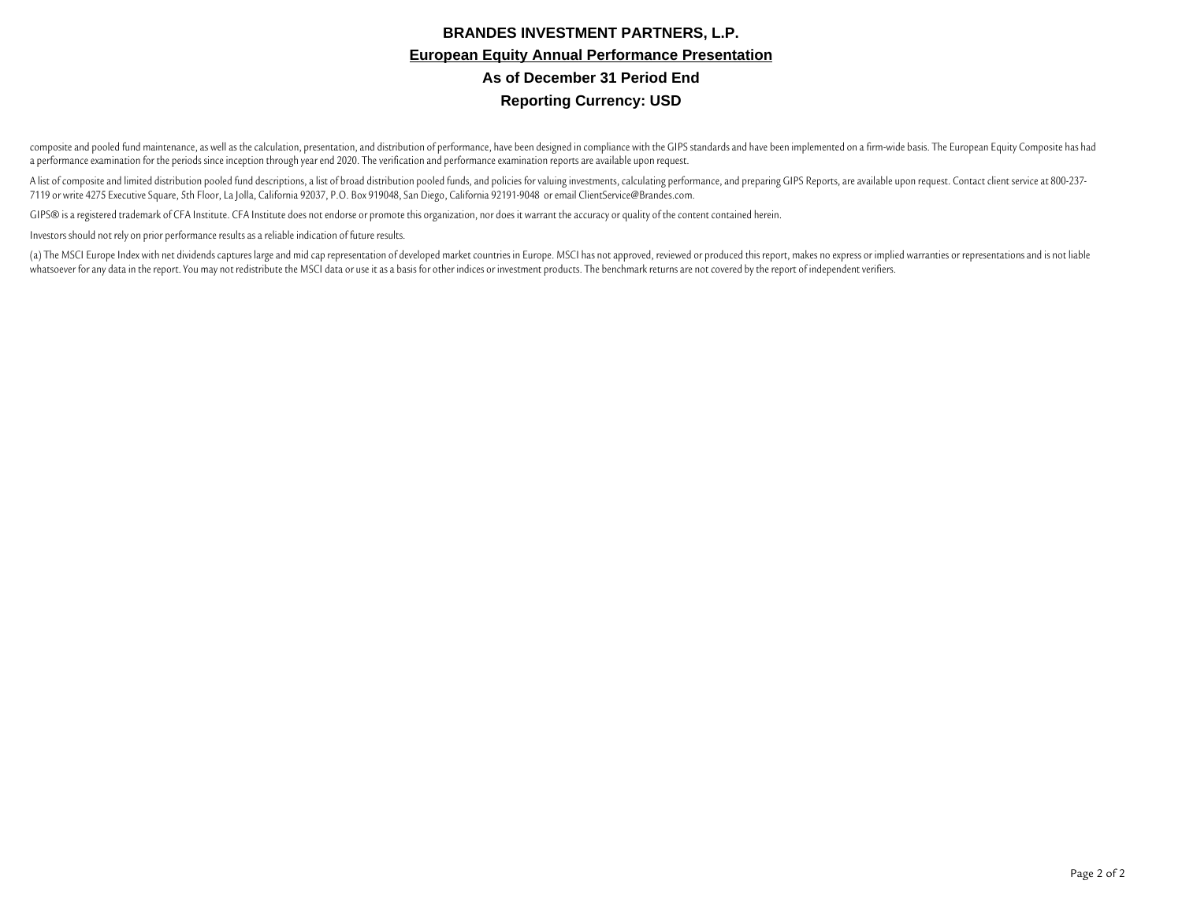**BRANDES INVESTMENT PARTNERS, L.P.**

**European Equity Annual Performance Presentation**

**As of December 31 Period End**

**Reporting Currency: USD**

composite and pooled fund maintenance, as well as the calculation, presentation, and distribution of performance, have been designed in compliance with the GIPS standards and have been implemented on a firm-wide basis. The European Equity Composite has had a performance examination for the periods since inception through year end 2020. The verification and performance examination reports are available upon request.

A list of composite and limited distribution pooled fund descriptions, a list of broad distribution pooled funds, and policies for valuing investments, calculating performance, and preparing GIPS Reports, are available upon request. Contact client service at 800-237-7119 or write 4275 Executive Square, 5th Floor, La Jolla, California 92037, P.O. Box 919048, San Diego, California 92191-9048 or email ClientService@Brandes.com.

GIPS® is a registered trademark of CFA Institute. CFA Institute does not endorse or promote this organization, nor does it warrant the accuracy or quality of the content contained herein.

Investors should not rely on prior performance results as a reliable indication of future results.

(a) The MSCI Europe Index with net dividends captures large and mid cap representation of developed market countries in Europe. MSCI has not approved, reviewed or produced this report, makes no express or implied warranties or representations and is not liable whatsoever for any data in the report. You may not redistribute the MSCI data or use it as a basis for other indices or investment products. The benchmark returns are not covered by the report of independent verifiers.